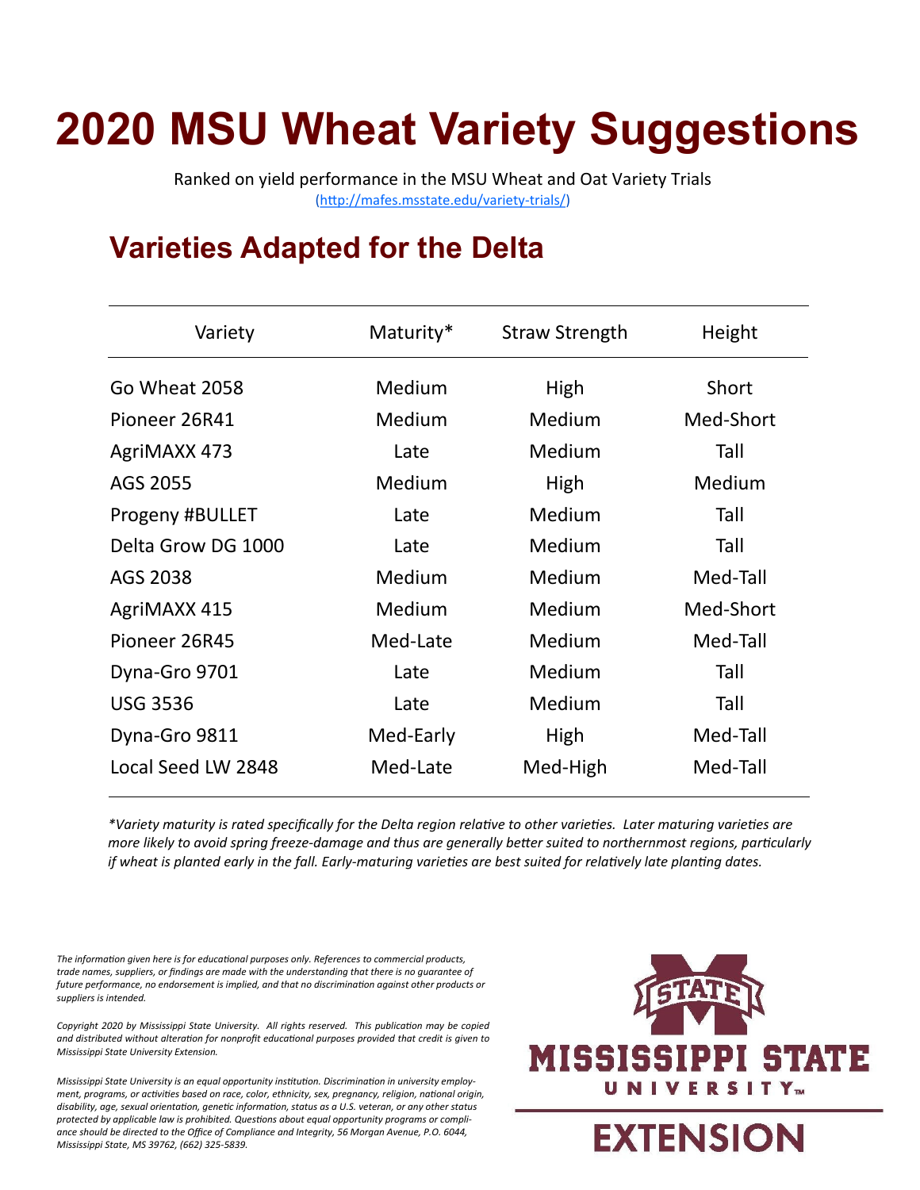# 2020 MSU Wheat Variety Suggestions

Ranked on yield performance in the MSU Wheat and Oat Variety Trials
(http://mafes.msstate.edu/variety-trials/)

## Varieties Adapted for the Delta

| Variety | Maturity* | Straw Strength | Height |
|---|---|---|---|
| Go Wheat 2058 | Medium | High | Short |
| Pioneer 26R41 | Medium | Medium | Med-Short |
| AgriMAXX 473 | Late | Medium | Tall |
| AGS 2055 | Medium | High | Medium |
| Progeny #BULLET | Late | Medium | Tall |
| Delta Grow DG 1000 | Late | Medium | Tall |
| AGS 2038 | Medium | Medium | Med-Tall |
| AgriMAXX 415 | Medium | Medium | Med-Short |
| Pioneer 26R45 | Med-Late | Medium | Med-Tall |
| Dyna-Gro 9701 | Late | Medium | Tall |
| USG 3536 | Late | Medium | Tall |
| Dyna-Gro 9811 | Med-Early | High | Med-Tall |
| Local Seed LW 2848 | Med-Late | Med-High | Med-Tall |

*\*Variety maturity is rated specifically for the Delta region relative to other varieties. Later maturing varieties are more likely to avoid spring freeze-damage and thus are generally better suited to northernmost regions, particularly if wheat is planted early in the fall. Early-maturing varieties are best suited for relatively late planting dates.*

*The information given here is for educational purposes only. References to commercial products, trade names, suppliers, or findings are made with the understanding that there is no guarantee of future performance, no endorsement is implied, and that no discrimination against other products or suppliers is intended.*

*Copyright 2020 by Mississippi State University. All rights reserved. This publication may be copied and distributed without alteration for nonprofit educational purposes provided that credit is given to Mississippi State University Extension.*

*Mississippi State University is an equal opportunity institution. Discrimination in university employment, programs, or activities based on race, color, ethnicity, sex, pregnancy, religion, national origin, disability, age, sexual orientation, genetic information, status as a U.S. veteran, or any other status protected by applicable law is prohibited. Questions about equal opportunity programs or compliance should be directed to the Office of Compliance and Integrity, 56 Morgan Avenue, P.O. 6044, Mississippi State, MS 39762, (662) 325-5839.*

MISSISSIPPI STATE UNIVERSITY™ EXTENSION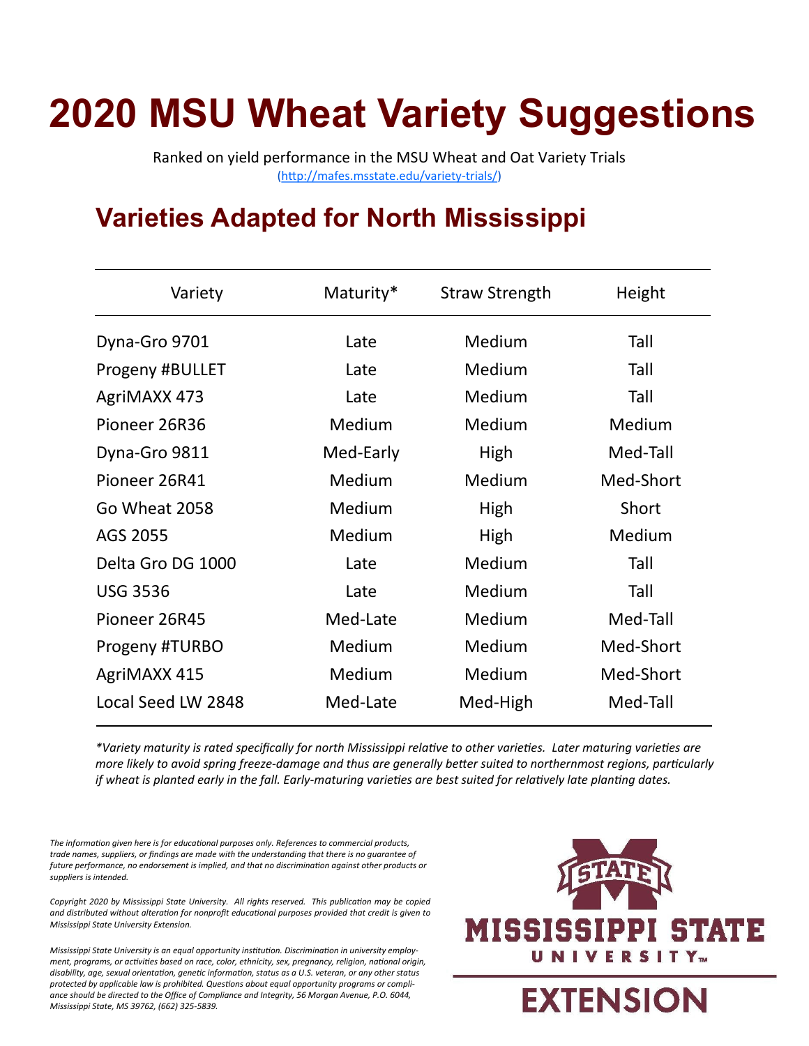# 2020 MSU Wheat Variety Suggestions

Ranked on yield performance in the MSU Wheat and Oat Variety Trials
(http://mafes.msstate.edu/variety-trials/)

## Varieties Adapted for North Mississippi

| Variety | Maturity* | Straw Strength | Height |
|---|---|---|---|
| Dyna-Gro 9701 | Late | Medium | Tall |
| Progeny #BULLET | Late | Medium | Tall |
| AgriMAXX 473 | Late | Medium | Tall |
| Pioneer 26R36 | Medium | Medium | Medium |
| Dyna-Gro 9811 | Med-Early | High | Med-Tall |
| Pioneer 26R41 | Medium | Medium | Med-Short |
| Go Wheat 2058 | Medium | High | Short |
| AGS 2055 | Medium | High | Medium |
| Delta Gro DG 1000 | Late | Medium | Tall |
| USG 3536 | Late | Medium | Tall |
| Pioneer 26R45 | Med-Late | Medium | Med-Tall |
| Progeny #TURBO | Medium | Medium | Med-Short |
| AgriMAXX 415 | Medium | Medium | Med-Short |
| Local Seed LW 2848 | Med-Late | Med-High | Med-Tall |

*\*Variety maturity is rated specifically for north Mississippi relative to other varieties. Later maturing varieties are more likely to avoid spring freeze-damage and thus are generally better suited to northernmost regions, particularly if wheat is planted early in the fall. Early-maturing varieties are best suited for relatively late planting dates.*

*The information given here is for educational purposes only. References to commercial products, trade names, suppliers, or findings are made with the understanding that there is no guarantee of future performance, no endorsement is implied, and that no discrimination against other products or suppliers is intended.*

*Copyright 2020 by Mississippi State University. All rights reserved. This publication may be copied and distributed without alteration for nonprofit educational purposes provided that credit is given to Mississippi State University Extension.*

*Mississippi State University is an equal opportunity institution. Discrimination in university employment, programs, or activities based on race, color, ethnicity, sex, pregnancy, religion, national origin, disability, age, sexual orientation, genetic information, status as a U.S. veteran, or any other status protected by applicable law is prohibited. Questions about equal opportunity programs or compliance should be directed to the Office of Compliance and Integrity, 56 Morgan Avenue, P.O. 6044, Mississippi State, MS 39762, (662) 325-5839.*

MISSISSIPPI STATE UNIVERSITY™ EXTENSION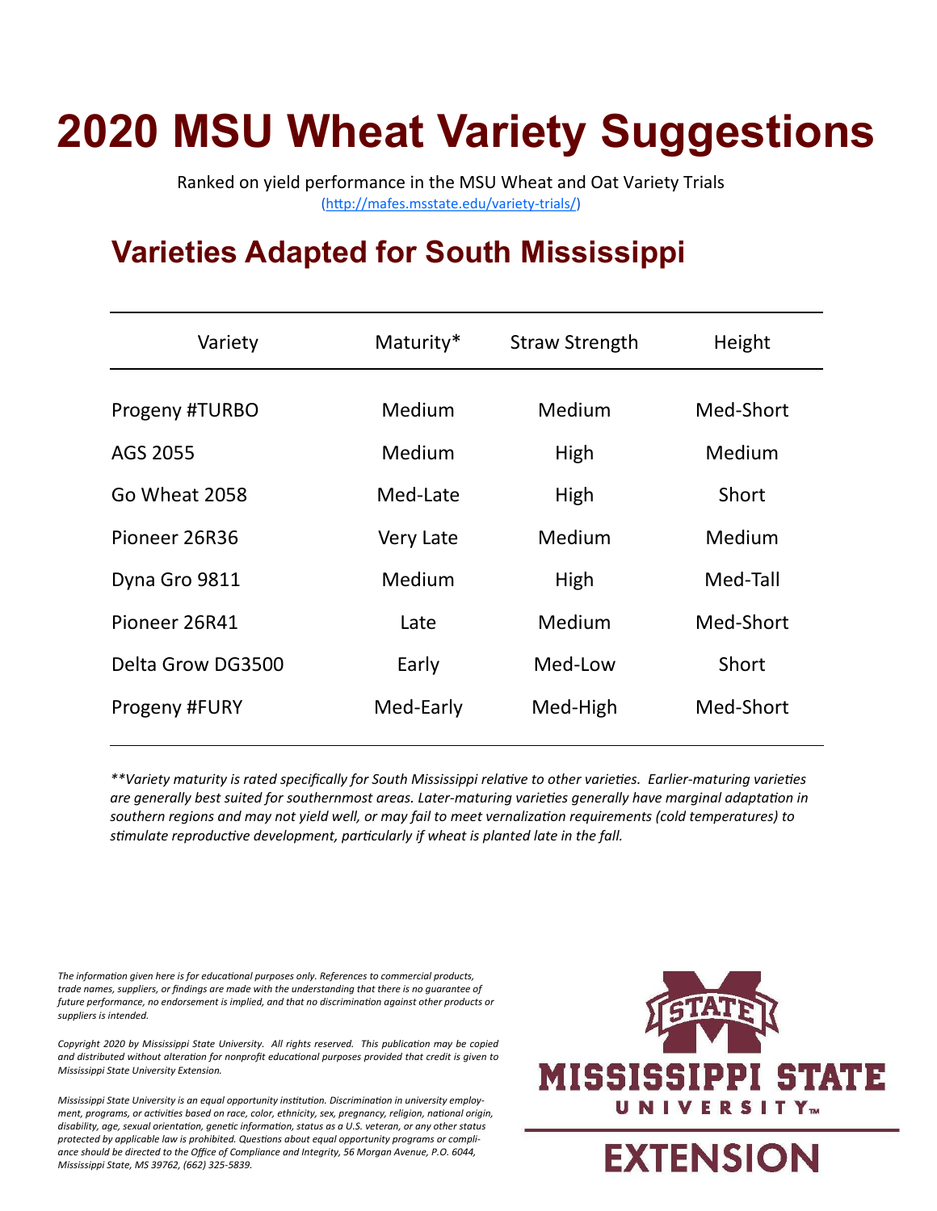# 2020 MSU Wheat Variety Suggestions

Ranked on yield performance in the MSU Wheat and Oat Variety Trials

(http://mafes.msstate.edu/variety-trials/)

## Varieties Adapted for South Mississippi

| Variety | Maturity* | Straw Strength | Height |
|---|---|---|---|
| Progeny #TURBO | Medium | Medium | Med-Short |
| AGS 2055 | Medium | High | Medium |
| Go Wheat 2058 | Med-Late | High | Short |
| Pioneer 26R36 | Very Late | Medium | Medium |
| Dyna Gro 9811 | Medium | High | Med-Tall |
| Pioneer 26R41 | Late | Medium | Med-Short |
| Delta Grow DG3500 | Early | Med-Low | Short |
| Progeny #FURY | Med-Early | Med-High | Med-Short |

*\*\*Variety maturity is rated specifically for South Mississippi relative to other varieties. Earlier-maturing varieties are generally best suited for southernmost areas. Later-maturing varieties generally have marginal adaptation in southern regions and may not yield well, or may fail to meet vernalization requirements (cold temperatures) to stimulate reproductive development, particularly if wheat is planted late in the fall.*

*The information given here is for educational purposes only. References to commercial products, trade names, suppliers, or findings are made with the understanding that there is no guarantee of future performance, no endorsement is implied, and that no discrimination against other products or suppliers is intended.*

*Copyright 2020 by Mississippi State University. All rights reserved. This publication may be copied and distributed without alteration for nonprofit educational purposes provided that credit is given to Mississippi State University Extension.*

*Mississippi State University is an equal opportunity institution. Discrimination in university employment, programs, or activities based on race, color, ethnicity, sex, pregnancy, religion, national origin, disability, age, sexual orientation, genetic information, status as a U.S. veteran, or any other status protected by applicable law is prohibited. Questions about equal opportunity programs or compliance should be directed to the Office of Compliance and Integrity, 56 Morgan Avenue, P.O. 6044, Mississippi State, MS 39762, (662) 325-5839.*

MISSISSIPPI STATE UNIVERSITY™ EXTENSION